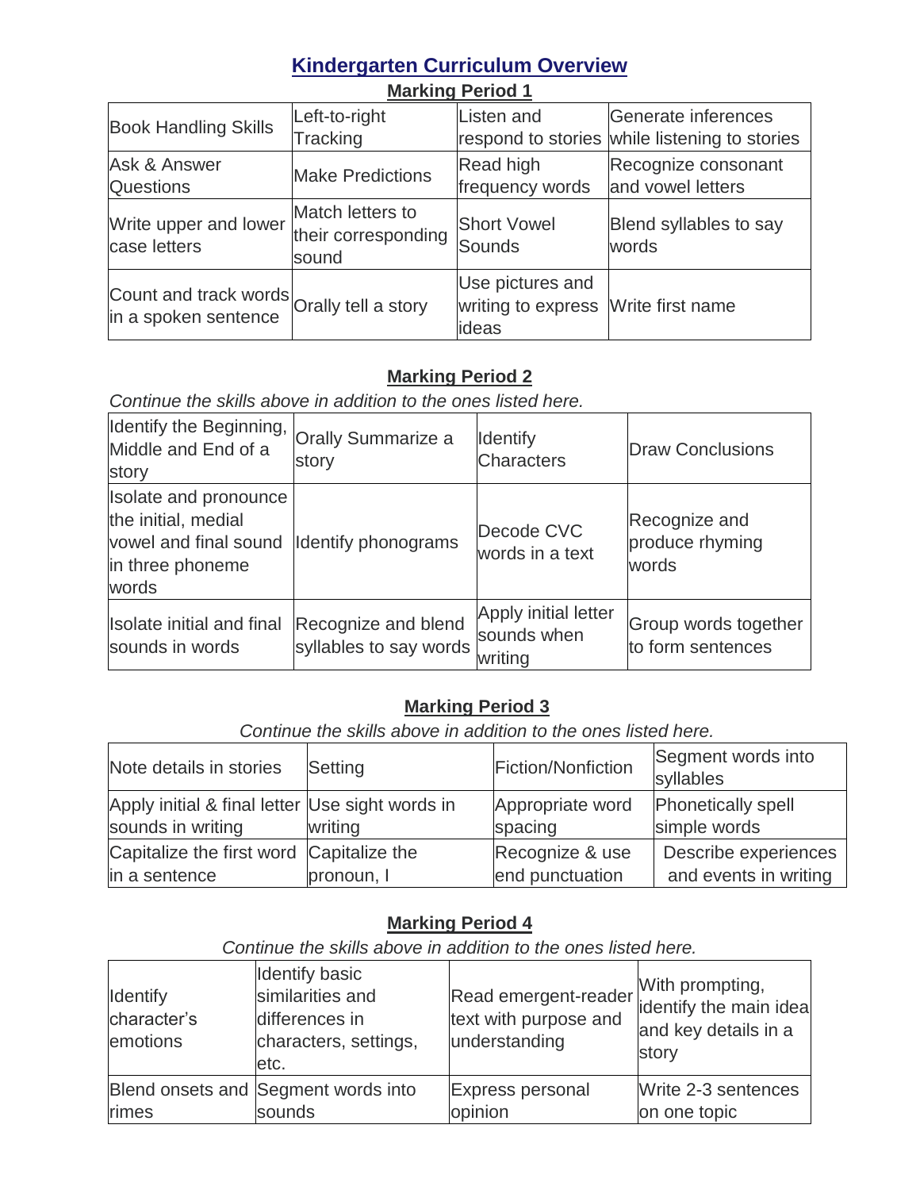# Kindergarten Curriculum Overview

## Marking Period 1

| Book Handling Skills | Left-to-right Tracking | Listen and respond to stories | Generate inferences while listening to stories |
|---|---|---|---|
| Ask & Answer Questions | Make Predictions | Read high frequency words | Recognize consonant and vowel letters |
| Write upper and lower case letters | Match letters to their corresponding sound | Short Vowel Sounds | Blend syllables to say words |
| Count and track words in a spoken sentence | Orally tell a story | Use pictures and writing to express ideas | Write first name |

## Marking Period 2

*Continue the skills above in addition to the ones listed here.*

| Identify the Beginning, Middle and End of a story | Orally Summarize a story | Identify Characters | Draw Conclusions |
|---|---|---|---|
| Isolate and pronounce the initial, medial vowel and final sound in three phoneme words | Identify phonograms | Decode CVC words in a text | Recognize and produce rhyming words |
| Isolate initial and final sounds in words | Recognize and blend syllables to say words | Apply initial letter sounds when writing | Group words together to form sentences |

## Marking Period 3

*Continue the skills above in addition to the ones listed here.*

| Note details in stories | Setting | Fiction/Nonfiction | Segment words into syllables |
|---|---|---|---|
| Apply initial & final letter sounds in writing | Use sight words in writing | Appropriate word spacing | Phonetically spell simple words |
| Capitalize the first word in a sentence | Capitalize the pronoun, I | Recognize & use end punctuation | Describe experiences and events in writing |

## Marking Period 4

*Continue the skills above in addition to the ones listed here.*

| Identify character's emotions | Identify basic similarities and differences in characters, settings, etc. | Read emergent-reader text with purpose and understanding | With prompting, identify the main idea and key details in a story |
|---|---|---|---|
| Blend onsets and rimes | Segment words into sounds | Express personal opinion | Write 2-3 sentences on one topic |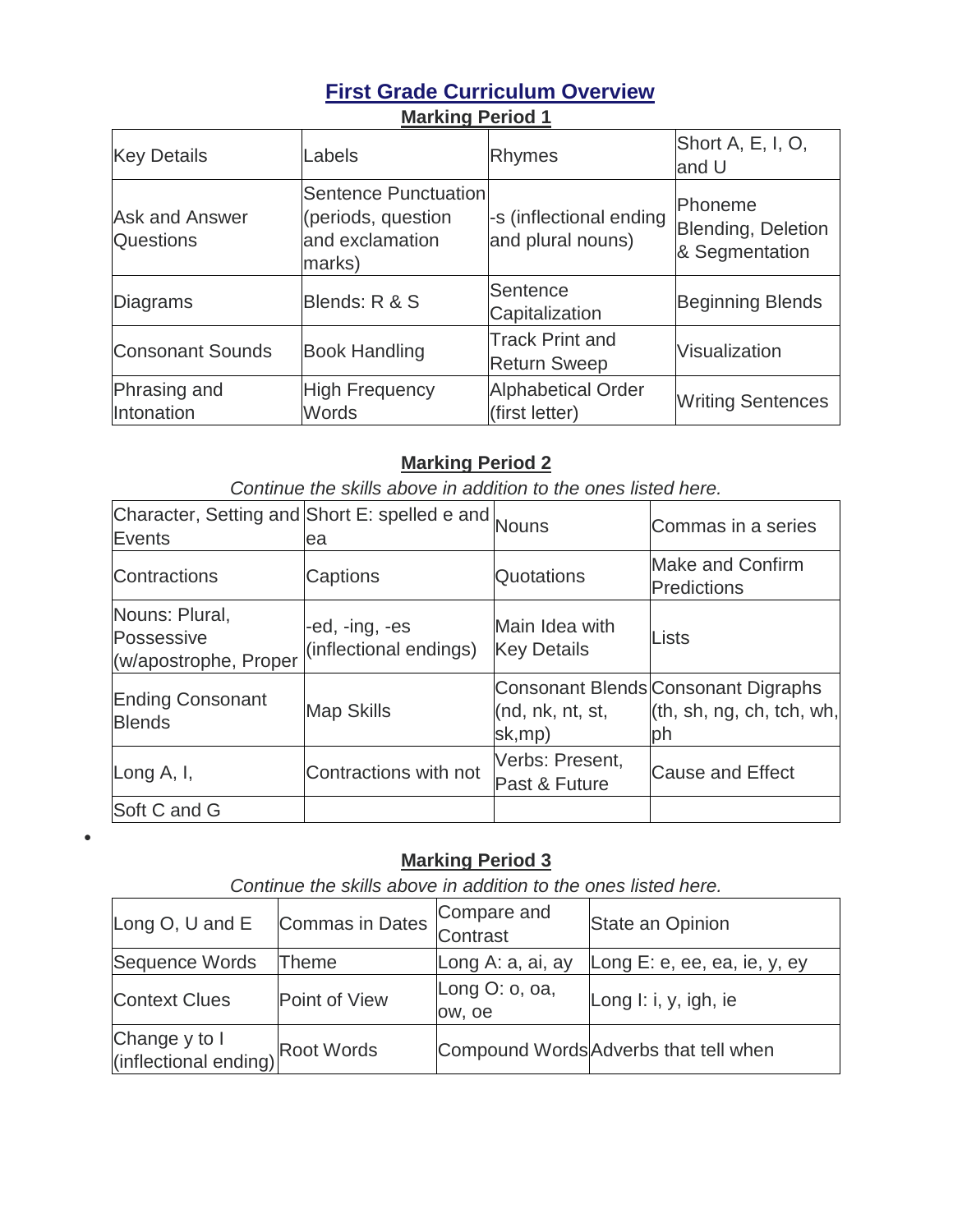# First Grade Curriculum Overview

## Marking Period 1

| Key Details | Labels | Rhymes | Short A, E, I, O, and U |
|---|---|---|---|
| Ask and Answer Questions | Sentence Punctuation (periods, question and exclamation marks) | -s (inflectional ending and plural nouns) | Phoneme Blending, Deletion & Segmentation |
| Diagrams | Blends: R & S | Sentence Capitalization | Beginning Blends |
| Consonant Sounds | Book Handling | Track Print and Return Sweep | Visualization |
| Phrasing and Intonation | High Frequency Words | Alphabetical Order (first letter) | Writing Sentences |

## Marking Period 2

*Continue the skills above in addition to the ones listed here.*

| Character, Setting and Events | Short E: spelled e and ea | Nouns | Commas in a series |
|---|---|---|---|
| Contractions | Captions | Quotations | Make and Confirm Predictions |
| Nouns: Plural, Possessive (w/apostrophe, Proper | -ed, -ing, -es (inflectional endings) | Main Idea with Key Details | Lists |
| Ending Consonant Blends | Map Skills | Consonant Blends (nd, nk, nt, st, sk,mp) | Consonant Digraphs (th, sh, ng, ch, tch, wh, ph |
| Long A, I, | Contractions with not | Verbs: Present, Past & Future | Cause and Effect |
| Soft C and G | | | |

•

## Marking Period 3

*Continue the skills above in addition to the ones listed here.*

| Long O, U and E | Commas in Dates | Compare and Contrast | State an Opinion |
|---|---|---|---|
| Sequence Words | Theme | Long A: a, ai, ay | Long E: e, ee, ea, ie, y, ey |
| Context Clues | Point of View | Long O: o, oa, ow, oe | Long I: i, y, igh, ie |
| Change y to I (inflectional ending) | Root Words | Compound Words | Adverbs that tell when |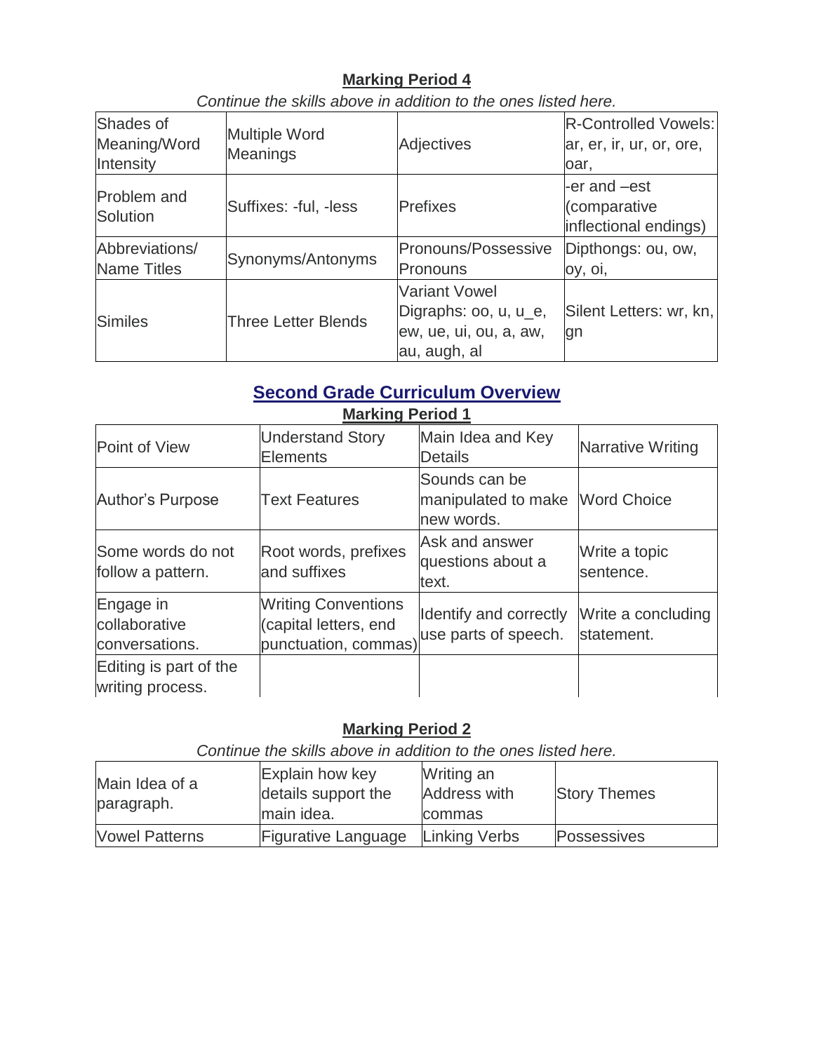**Marking Period 4**

*Continue the skills above in addition to the ones listed here.*

| Shades of Meaning/Word Intensity | Multiple Word Meanings | Adjectives | R-Controlled Vowels: ar, er, ir, ur, or, ore, oar, |
|---|---|---|---|
| Problem and Solution | Suffixes: -ful, -less | Prefixes | -er and –est (comparative inflectional endings) |
| Abbreviations/ Name Titles | Synonyms/Antonyms | Pronouns/Possessive Pronouns | Dipthongs: ou, ow, oy, oi, |
| Similes | Three Letter Blends | Variant Vowel Digraphs: oo, u, u_e, ew, ue, ui, ou, a, aw, au, augh, al | Silent Letters: wr, kn, gn |

## Second Grade Curriculum Overview

**Marking Period 1**

| Point of View | Understand Story Elements | Main Idea and Key Details | Narrative Writing |
|---|---|---|---|
| Author's Purpose | Text Features | Sounds can be manipulated to make new words. | Word Choice |
| Some words do not follow a pattern. | Root words, prefixes and suffixes | Ask and answer questions about a text. | Write a topic sentence. |
| Engage in collaborative conversations. | Writing Conventions (capital letters, end punctuation, commas) | Identify and correctly use parts of speech. | Write a concluding statement. |
| Editing is part of the writing process. | | | |

**Marking Period 2**

*Continue the skills above in addition to the ones listed here.*

| Main Idea of a paragraph. | Explain how key details support the main idea. | Writing an Address with commas | Story Themes |
|---|---|---|---|
| Vowel Patterns | Figurative Language | Linking Verbs | Possessives |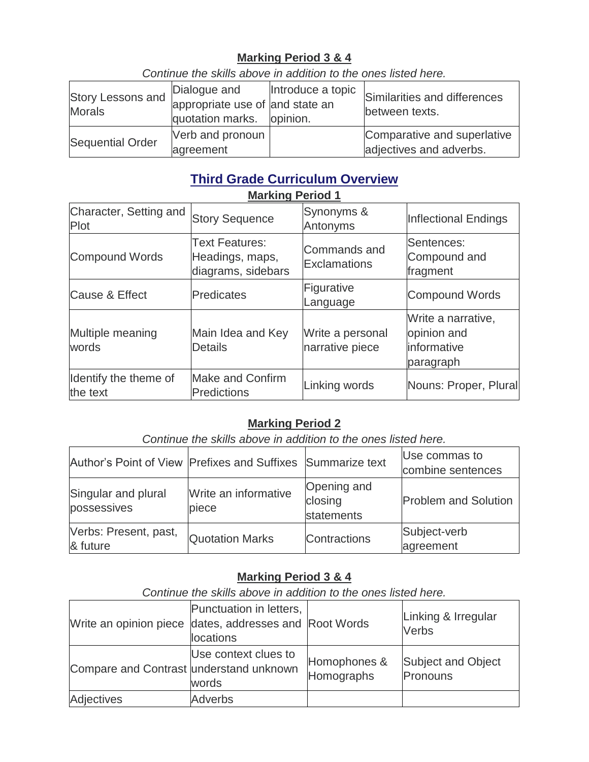## Marking Period 3 & 4

*Continue the skills above in addition to the ones listed here.*

| | | | |
|---|---|---|---|
| Story Lessons and Morals | Dialogue and appropriate use of quotation marks. | Introduce a topic and state an opinion. | Similarities and differences between texts. |
| Sequential Order | Verb and pronoun agreement | | Comparative and superlative adjectives and adverbs. |

# Third Grade Curriculum Overview

## Marking Period 1

| | | | |
|---|---|---|---|
| Character, Setting and Plot | Story Sequence | Synonyms & Antonyms | Inflectional Endings |
| Compound Words | Text Features: Headings, maps, diagrams, sidebars | Commands and Exclamations | Sentences: Compound and fragment |
| Cause & Effect | Predicates | Figurative Language | Compound Words |
| Multiple meaning words | Main Idea and Key Details | Write a personal narrative piece | Write a narrative, opinion and informative paragraph |
| Identify the theme of the text | Make and Confirm Predictions | Linking words | Nouns: Proper, Plural |

## Marking Period 2

*Continue the skills above in addition to the ones listed here.*

| | | | |
|---|---|---|---|
| Author's Point of View | Prefixes and Suffixes | Summarize text | Use commas to combine sentences |
| Singular and plural possessives | Write an informative piece | Opening and closing statements | Problem and Solution |
| Verbs: Present, past, & future | Quotation Marks | Contractions | Subject-verb agreement |

## Marking Period 3 & 4

*Continue the skills above in addition to the ones listed here.*

| | | | |
|---|---|---|---|
| Write an opinion piece | Punctuation in letters, dates, addresses and locations | Root Words | Linking & Irregular Verbs |
| Compare and Contrast | Use context clues to understand unknown words | Homophones & Homographs | Subject and Object Pronouns |
| Adjectives | Adverbs | | |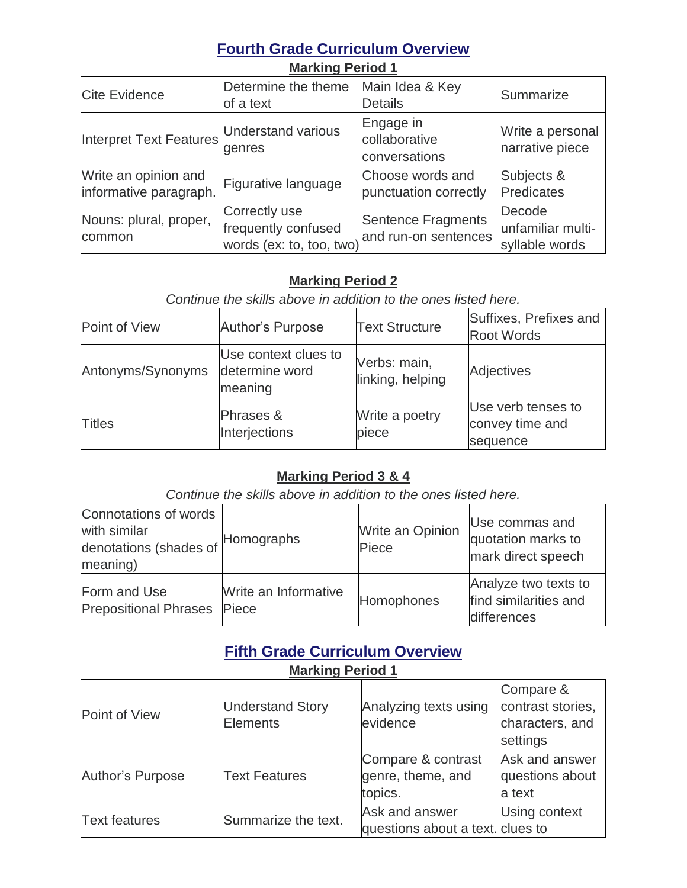## Fourth Grade Curriculum Overview

**Marking Period 1**

| | | | |
|---|---|---|---|
| Cite Evidence | Determine the theme of a text | Main Idea & Key Details | Summarize |
| Interpret Text Features | Understand various genres | Engage in collaborative conversations | Write a personal narrative piece |
| Write an opinion and informative paragraph. | Figurative language | Choose words and punctuation correctly | Subjects & Predicates |
| Nouns: plural, proper, common | Correctly use frequently confused words (ex: to, too, two) | Sentence Fragments and run-on sentences | Decode unfamiliar multi-syllable words |

**Marking Period 2**

*Continue the skills above in addition to the ones listed here.*

| | | | |
|---|---|---|---|
| Point of View | Author's Purpose | Text Structure | Suffixes, Prefixes and Root Words |
| Antonyms/Synonyms | Use context clues to determine word meaning | Verbs: main, linking, helping | Adjectives |
| Titles | Phrases & Interjections | Write a poetry piece | Use verb tenses to convey time and sequence |

**Marking Period 3 & 4**

*Continue the skills above in addition to the ones listed here.*

| | | | |
|---|---|---|---|
| Connotations of words with similar denotations (shades of meaning) | Homographs | Write an Opinion Piece | Use commas and quotation marks to mark direct speech |
| Form and Use Prepositional Phrases | Write an Informative Piece | Homophones | Analyze two texts to find similarities and differences |

## Fifth Grade Curriculum Overview

**Marking Period 1**

| | | | |
|---|---|---|---|
| Point of View | Understand Story Elements | Analyzing texts using evidence | Compare & contrast stories, characters, and settings |
| Author's Purpose | Text Features | Compare & contrast genre, theme, and topics. | Ask and answer questions about a text |
| Text features | Summarize the text. | Ask and answer questions about a text. | Using context clues to |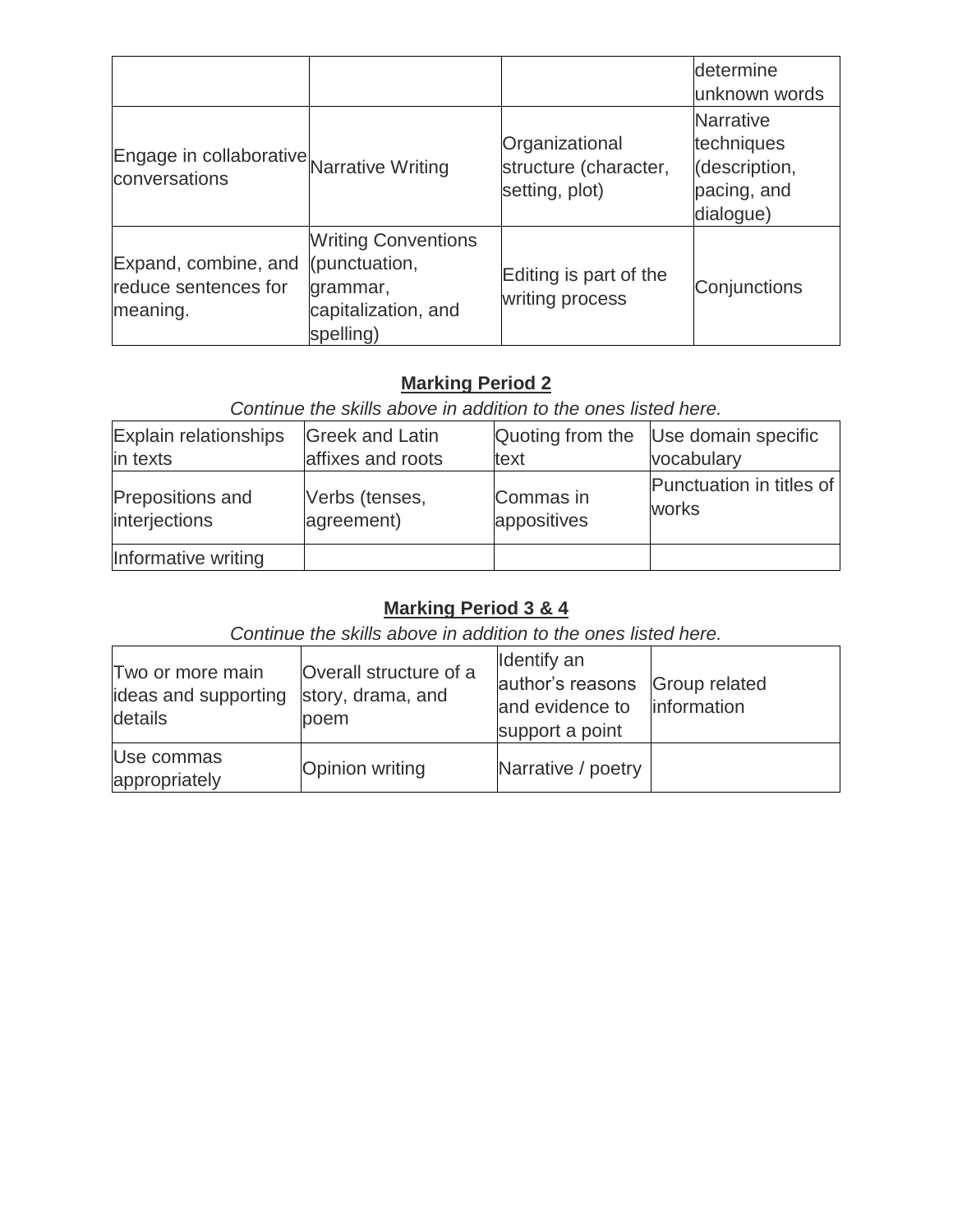| | | | |
|---|---|---|---|
| | | | determine unknown words |
| Engage in collaborative conversations | Narrative Writing | Organizational structure (character, setting, plot) | Narrative techniques (description, pacing, and dialogue) |
| Expand, combine, and reduce sentences for meaning. | Writing Conventions (punctuation, grammar, capitalization, and spelling) | Editing is part of the writing process | Conjunctions |

## Marking Period 2

*Continue the skills above in addition to the ones listed here.*

| | | | |
|---|---|---|---|
| Explain relationships in texts | Greek and Latin affixes and roots | Quoting from the text | Use domain specific vocabulary |
| Prepositions and interjections | Verbs (tenses, agreement) | Commas in appositives | Punctuation in titles of works |
| Informative writing | | | |

## Marking Period 3 & 4

*Continue the skills above in addition to the ones listed here.*

| | | | |
|---|---|---|---|
| Two or more main ideas and supporting details | Overall structure of a story, drama, and poem | Identify an author's reasons and evidence to support a point | Group related information |
| Use commas appropriately | Opinion writing | Narrative / poetry | |